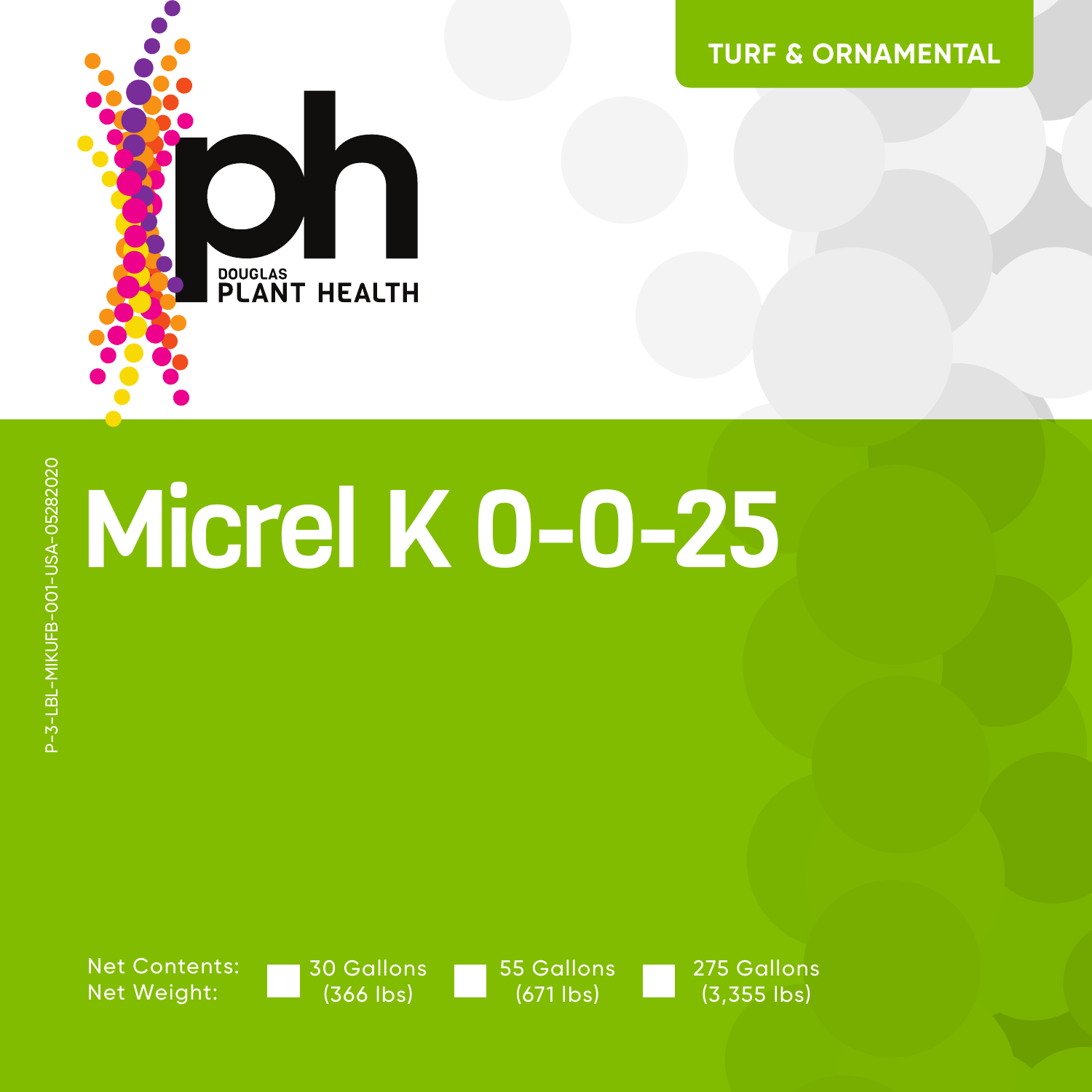TURF & ORNAMENTAL

DOUGLAS
PLANT HEALTH

P-3-LBL-MIKUFB-001-USA-05282020

# Micrel K 0-0-25

Net Contents:
Net Weight:

☐ 30 Gallons (366 lbs) ☐ 55 Gallons (671 lbs) ☐ 275 Gallons (3,355 lbs)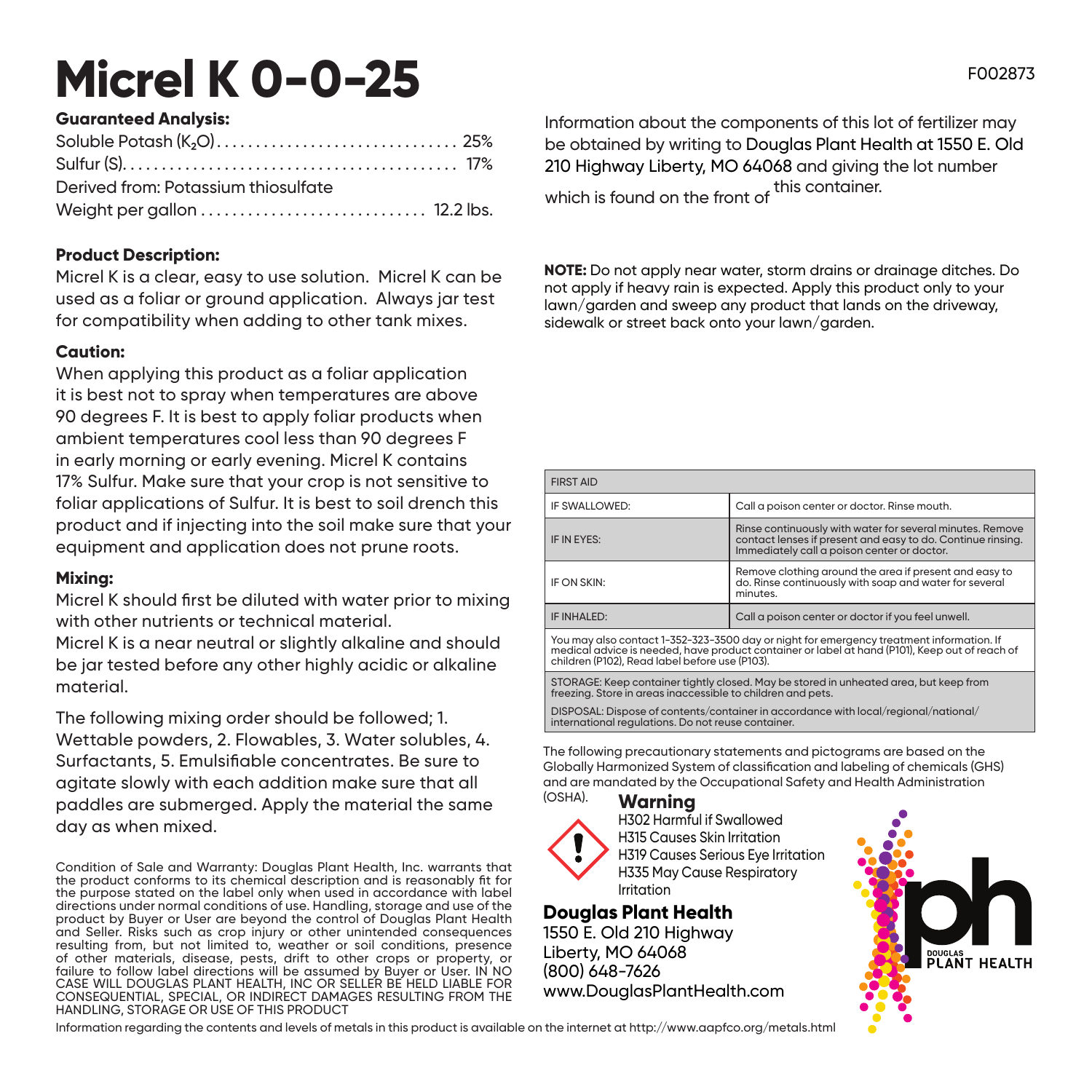# Micrel K 0-0-25

F002873

**Guaranteed Analysis:**

Soluble Potash ($K_2O$)............................... 25%
Sulfur (S).......................................... 17%
Derived from: Potassium thiosulfate
Weight per gallon ............................ 12.2 lbs.

**Product Description:**

Micrel K is a clear, easy to use solution. Micrel K can be used as a foliar or ground application. Always jar test for compatibility when adding to other tank mixes.

**Caution:**

When applying this product as a foliar application it is best not to spray when temperatures are above 90 degrees F. It is best to apply foliar products when ambient temperatures cool less than 90 degrees F in early morning or early evening. Micrel K contains 17% Sulfur. Make sure that your crop is not sensitive to foliar applications of Sulfur. It is best to soil drench this product and if injecting into the soil make sure that your equipment and application does not prune roots.

**Mixing:**

Micrel K should first be diluted with water prior to mixing with other nutrients or technical material.
Micrel K is a near neutral or slightly alkaline and should be jar tested before any other highly acidic or alkaline material.

The following mixing order should be followed; 1. Wettable powders, 2. Flowables, 3. Water solubles, 4. Surfactants, 5. Emulsifiable concentrates. Be sure to agitate slowly with each addition make sure that all paddles are submerged. Apply the material the same day as when mixed.

Condition of Sale and Warranty: Douglas Plant Health, Inc. warrants that the product conforms to its chemical description and is reasonably fit for the purpose stated on the label only when used in accordance with label directions under normal conditions of use. Handling, storage and use of the product by Buyer or User are beyond the control of Douglas Plant Health and Seller. Risks such as crop injury or other unintended consequences resulting from, but not limited to, weather or soil conditions, presence of other materials, disease, pests, drift to other crops or property, or failure to follow label directions will be assumed by Buyer or User. IN NO CASE WILL DOUGLAS PLANT HEALTH, INC OR SELLER BE HELD LIABLE FOR CONSEQUENTIAL, SPECIAL, OR INDIRECT DAMAGES RESULTING FROM THE HANDLING, STORAGE OR USE OF THIS PRODUCT

Information about the components of this lot of fertilizer may be obtained by writing to Douglas Plant Health at 1550 E. Old 210 Highway Liberty, MO 64068 and giving the lot number which is found on the front of this container.

**NOTE:** Do not apply near water, storm drains or drainage ditches. Do not apply if heavy rain is expected. Apply this product only to your lawn/garden and sweep any product that lands on the driveway, sidewalk or street back onto your lawn/garden.

| FIRST AID | |
|---|---|
| IF SWALLOWED: | Call a poison center or doctor. Rinse mouth. |
| IF IN EYES: | Rinse continuously with water for several minutes. Remove contact lenses if present and easy to do. Continue rinsing. Immediately call a poison center or doctor. |
| IF ON SKIN: | Remove clothing around the area if present and easy to do. Rinse continuously with soap and water for several minutes. |
| IF INHALED: | Call a poison center or doctor if you feel unwell. |

You may also contact 1-352-323-3500 day or night for emergency treatment information. If medical advice is needed, have product container or label at hand (P101), Keep out of reach of children (P102), Read label before use (P103).

STORAGE: Keep container tightly closed. May be stored in unheated area, but keep from freezing. Store in areas inaccessible to children and pets.

DISPOSAL: Dispose of contents/container in accordance with local/regional/national/international regulations. Do not reuse container.

The following precautionary statements and pictograms are based on the Globally Harmonized System of classification and labeling of chemicals (GHS) and are mandated by the Occupational Safety and Health Administration (OSHA).

**Warning**

H302 Harmful if Swallowed
H315 Causes Skin Irritation
H319 Causes Serious Eye Irritation
H335 May Cause Respiratory Irritation

**Douglas Plant Health**
1550 E. Old 210 Highway
Liberty, MO 64068
(800) 648-7626
www.DouglasPlantHealth.com

DOUGLAS PLANT HEALTH

Information regarding the contents and levels of metals in this product is available on the internet at http://www.aapfco.org/metals.html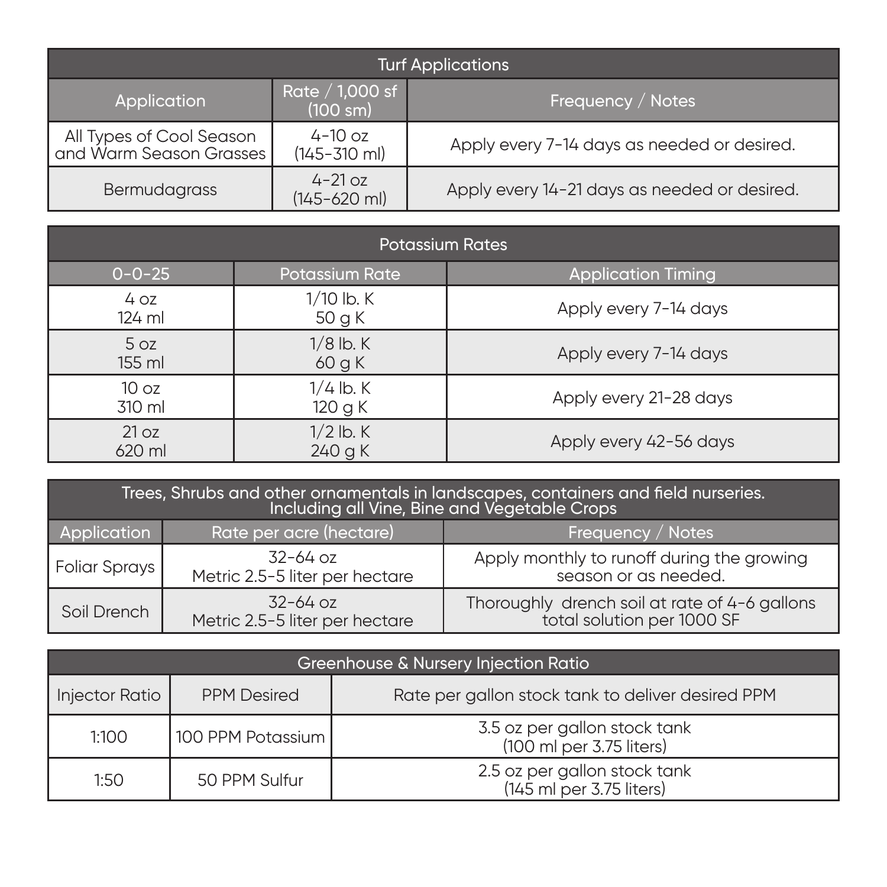| Turf Applications | | |
| --- | --- | --- |
| Application | Rate / 1,000 sf (100 sm) | Frequency / Notes |
| All Types of Cool Season and Warm Season Grasses | 4-10 oz (145-310 ml) | Apply every 7-14 days as needed or desired. |
| Bermudagrass | 4-21 oz (145-620 ml) | Apply every 14-21 days as needed or desired. |

| Potassium Rates | | |
| --- | --- | --- |
| 0-0-25 | Potassium Rate | Application Timing |
| 4 oz 124 ml | 1/10 lb. K 50 g K | Apply every 7-14 days |
| 5 oz 155 ml | 1/8 lb. K 60 g K | Apply every 7-14 days |
| 10 oz 310 ml | 1/4 lb. K 120 g K | Apply every 21-28 days |
| 21 oz 620 ml | 1/2 lb. K 240 g K | Apply every 42-56 days |

| Trees, Shrubs and other ornamentals in landscapes, containers and field nurseries. Including all Vine, Bine and Vegetable Crops | | |
| --- | --- | --- |
| Application | Rate per acre (hectare) | Frequency / Notes |
| Foliar Sprays | 32-64 oz Metric 2.5-5 liter per hectare | Apply monthly to runoff during the growing season or as needed. |
| Soil Drench | 32-64 oz Metric 2.5-5 liter per hectare | Thoroughly drench soil at rate of 4-6 gallons total solution per 1000 SF |

| Greenhouse & Nursery Injection Ratio | | |
| --- | --- | --- |
| Injector Ratio | PPM Desired | Rate per gallon stock tank to deliver desired PPM |
| 1:100 | 100 PPM Potassium | 3.5 oz per gallon stock tank (100 ml per 3.75 liters) |
| 1:50 | 50 PPM Sulfur | 2.5 oz per gallon stock tank (145 ml per 3.75 liters) |